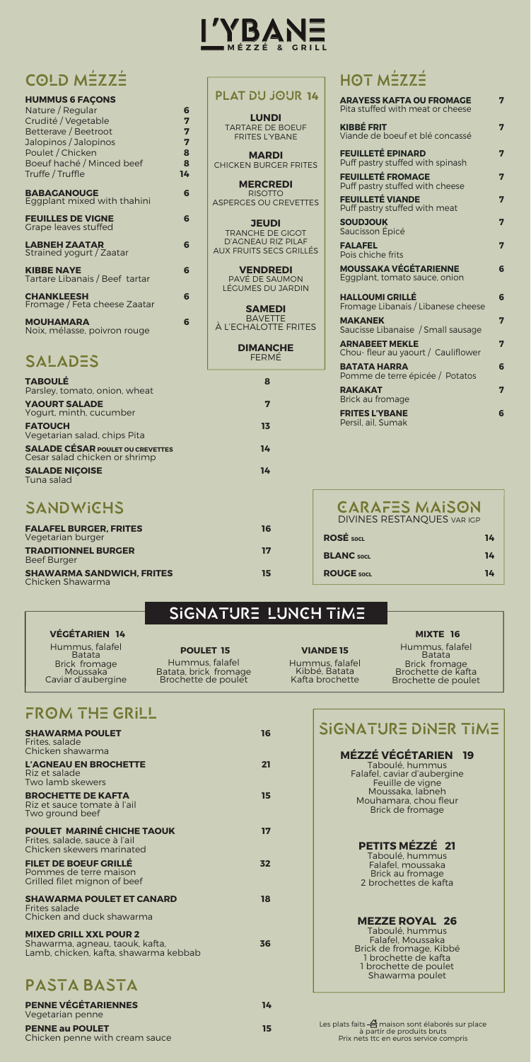# L'YBANE

MÉZZÉ & GRILL

## COLD MÉZZÉ

**HUMMUS 6 FAÇONS**

| | |
|---|---|
| Nature / Regular | 6 |
| Crudité / Vegetable | 7 |
| Betterave / Beetroot | 7 |
| Jalopinos / Jalopinos | 7 |
| Poulet / Chicken | 8 |
| Boeuf haché / Minced beef | 8 |
| Truffe / Truffle | 14 |

**BABAGANOUGE** – 6
Eggplant mixed with thahini

**FEUILLES DE VIGNE** – 6
Grape leaves stuffed

**LABNEH ZAATAR** – 6
Strained yogurt / Zaatar

**KIBBE NAYE** – 6
Tartare Libanais / Beef tartar

**CHANKLEESH** – 6
Fromage / Feta cheese Zaatar

**MOUHAMARA** – 6
Noix, mélasse, poivron rouge

## PLAT DU JOUR 14

**LUNDI**
TARTARE DE BOEUF FRITES L'YBANE

**MARDI**
CHICKEN BURGER FRITES

**MERCREDI**
RISOTTO ASPERGES OU CREVETTES

**JEUDI**
TRANCHE DE GIGOT D'AGNEAU RIZ PILAF AUX FRUITS SECS GRILLÉS

**VENDREDI**
PAVÉ DE SAUMON LÉGUMES DU JARDIN

**SAMEDI**
BAVETTE À L'ECHALOTTE FRITES

**DIMANCHE**
FERMÉ

## HOT MÉZZÉ

**ARAYESS KAFTA OU FROMAGE** – 7
Pita stuffed with meat or cheese

**KIBBÉ FRIT** – 7
Viande de boeuf et blé concassé

**FEUILLETÉ EPINARD** – 7
Puff pastry stuffed with spinash

**FEUILLETÉ FROMAGE** – 7
Puff pastry stuffed with cheese

**FEUILLETÉ VIANDE** – 7
Puff pastry stuffed with meat

**SOUDJOUK** – 7
Saucisson Épicé

**FALAFEL** – 7
Pois chiche frits

**MOUSSAKA VÉGÉTARIENNE** – 6
Eggplant, tomato sauce, onion

**HALLOUMI GRILLÉ** – 6
Fromage Libanais / Libanese cheese

**MAKANEK** – 7
Saucisse Libanaise / Small sausage

**ARNABEET MEKLE** – 7
Chou- fleur au yaourt / Cauliflower

**BATATA HARRA** – 6
Pomme de terre épicée / Potatos

**RAKAKAT** – 7
Brick au fromage

**FRITES L'YBANE** – 6
Persil, ail, Sumak

## SALADES

**TABOULÉ** – 8
Parsley, tomato, onion, wheat

**YAOURT SALADE** – 7
Yogurt, minth, cucumber

**FATOUCH** – 13
Vegetarian salad, chips Pita

**SALADE CÉSAR POULET OU CREVETTES** – 14
Cesar salad chicken or shrimp

**SALADE NIÇOISE** – 14
Tuna salad

## SANDWICHS

**FALAFEL BURGER, FRITES** – 16
Vegetarian burger

**TRADITIONNEL BURGER** – 17
Beef Burger

**SHAWARMA SANDWICH, FRITES** – 15
Chicken Shawarma

## CARAFES MAISON

DIVINES RESTANQUES VAR IGP

| | |
|---|---|
| **ROSÉ** 50CL | 14 |
| **BLANC** 50CL | 14 |
| **ROUGE** 50CL | 14 |

## SIGNATURE LUNCH TIME

**VÉGÉTARIEN 14**
Hummus, falafel
Batata
Brick fromage
Moussaka
Caviar d'aubergine

**POULET 15**
Hummus, falafel
Batata, brick fromage
Brochette de poulet

**VIANDE 15**
Hummus, falafel
Kibbé, Batata
Kafta brochette

**MIXTE 16**
Hummus, falafel
Batata
Brick fromage
Brochette de kafta
Brochette de poulet

## FROM THE GRILL

**SHAWARMA POULET** – 16
Frites, salade
Chicken shawarma

**L'AGNEAU EN BROCHETTE** – 21
Riz et salade
Two lamb skewers

**BROCHETTE DE KAFTA** – 15
Riz et sauce tomate à l'ail
Two ground beef

**POULET MARINÉ CHICHE TAOUK** – 17
Frites, salade, sauce à l'ail
Chicken skewers marinated

**FILET DE BOEUF GRILLÉ** – 32
Pommes de terre maison
Grilled filet mignon of beef

**SHAWARMA POULET ET CANARD** – 18
Frites salade
Chicken and duck shawarma

**MIXED GRILL XXL POUR 2** – 36
Shawarma, agneau, taouk, kafta,
Lamb, chicken, kafta, shawarma kebbab

## PASTA BASTA

**PENNE VÉGÉTARIENNES** – 14
Vegetarian penne

**PENNE au POULET** – 15
Chicken penne with cream sauce

## SIGNATURE DINER TIME

**MÉZZÉ VÉGÉTARIEN 19**
Taboulé, hummus
Falafel, caviar d'aubergine
Feuille de vigne
Moussaka, labneh
Mouhamara, chou fleur
Brick de fromage

**PETITS MÉZZÉ 21**
Taboulé, hummus
Falafel, moussaka
Brick au fromage
2 brochettes de kafta

**MEZZE ROYAL 26**
Taboulé, hummus
Falafel, Moussaka
Brick de fromage, Kibbé
1 brochette de kafta
1 brochette de poulet
Shawarma poulet

Les plats faits maison sont élaborés sur place à partir de produits bruts
Prix nets ttc en euros service compris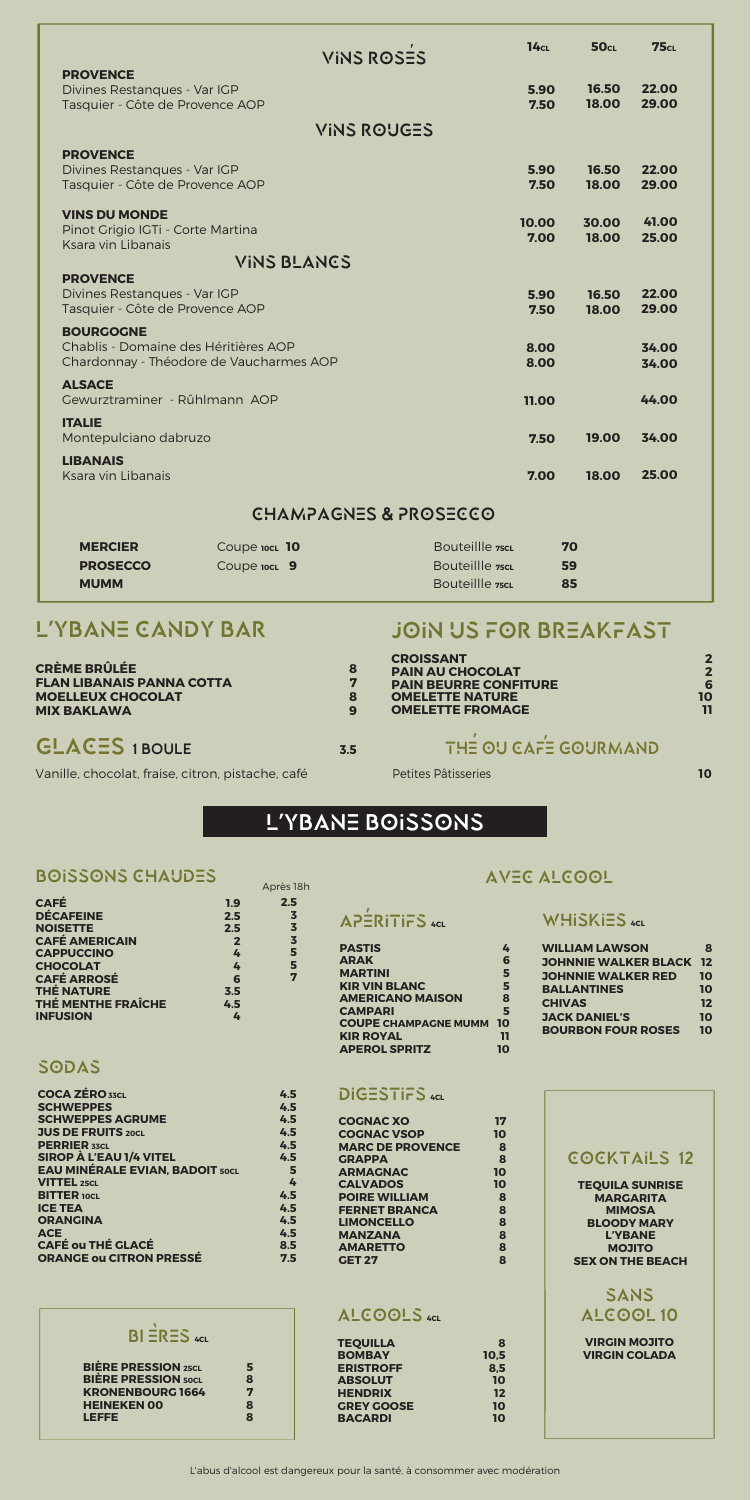## VINS ROSÉS

| | 14CL | 50CL | 75CL |
|---|---|---|---|
| **PROVENCE** | | | |
| Divines Restanques - Var IGP | 5.90 | 16.50 | 22.00 |
| Tasquier - Côte de Provence AOP | 7.50 | 18.00 | 29.00 |

## VINS ROUGES

| | 14CL | 50CL | 75CL |
|---|---|---|---|
| **PROVENCE** | | | |
| Divines Restanques - Var IGP | 5.90 | 16.50 | 22.00 |
| Tasquier - Côte de Provence AOP | 7.50 | 18.00 | 29.00 |
| **VINS DU MONDE** | | | |
| Pinot Grigio IGTi - Corte Martina | 10.00 | 30.00 | 41.00 |
| Ksara vin Libanais | 7.00 | 18.00 | 25.00 |

## VINS BLANCS

| | 14CL | 50CL | 75CL |
|---|---|---|---|
| **PROVENCE** | | | |
| Divines Restanques - Var IGP | 5.90 | 16.50 | 22.00 |
| Tasquier - Côte de Provence AOP | 7.50 | 18.00 | 29.00 |
| **BOURGOGNE** | | | |
| Chablis - Domaine des Héritières AOP | 8.00 | | 34.00 |
| Chardonnay - Théodore de Vaucharmes AOP | 8.00 | | 34.00 |
| **ALSACE** | | | |
| Gewurztraminer - Rûhlmann AOP | 11.00 | | 44.00 |
| **ITALIE** | | | |
| Montepulciano dabruzo | 7.50 | 19.00 | 34.00 |
| **LIBANAIS** | | | |
| Ksara vin Libanais | 7.00 | 18.00 | 25.00 |

## CHAMPAGNES & PROSECCO

| | | | | |
|---|---|---|---|---|
| **MERCIER** | Coupe 10CL | 10 | Bouteillle 75CL | 70 |
| **PROSECCO** | Coupe 10CL | 9 | Bouteillle 75CL | 59 |
| **MUMM** | | | Bouteillle 75CL | 85 |

## L'YBANE CANDY BAR

| | |
|---|---|
| **CRÈME BRÛLÉE** | 8 |
| **FLAN LIBANAIS PANNA COTTA** | 7 |
| **MOELLEUX CHOCOLAT** | 8 |
| **MIX BAKLAWA** | 9 |

## GLACES 1 BOULE — 3.5

Vanille, chocolat, fraise, citron, pistache, café

## JOIN US FOR BREAKFAST

| | |
|---|---|
| **CROISSANT** | 2 |
| **PAIN AU CHOCOLAT** | 2 |
| **PAIN BEURRE CONFITURE** | 6 |
| **OMELETTE NATURE** | 10 |
| **OMELETTE FROMAGE** | 11 |

## THÉ OU CAFÉ GOURMAND

Petites Pâtisseries — 10

# L'YBANE BOISSONS

## BOISSONS CHAUDES

| | | Après 18h |
|---|---|---|
| **CAFÉ** | 1.9 | 2.5 |
| **DÉCAFEINE** | 2.5 | 3 |
| **NOISETTE** | 2.5 | 3 |
| **CAFÉ AMERICAIN** | 2 | 3 |
| **CAPPUCCINO** | 4 | 5 |
| **CHOCOLAT** | 4 | 5 |
| **CAFÉ ARROSÉ** | 6 | 7 |
| **THÉ NATURE** | 3.5 | |
| **THÉ MENTHE FRAÎCHE** | 4.5 | |
| **INFUSION** | 4 | |

## SODAS

| | |
|---|---|
| **COCA ZÉRO** 33CL | 4.5 |
| **SCHWEPPES** | 4.5 |
| **SCHWEPPES AGRUME** | 4.5 |
| **JUS DE FRUITS** 20CL | 4.5 |
| **PERRIER** 33CL | 4.5 |
| **SIROP À L'EAU 1/4 VITEL** | 4.5 |
| **EAU MINÉRALE EVIAN, BADOIT** 50CL | 5 |
| **VITTEL** 25CL | 4 |
| **BITTER** 10CL | 4.5 |
| **ICE TEA** | 4.5 |
| **ORANGINA** | 4.5 |
| **ACE** | 4.5 |
| **CAFÉ ou THÉ GLACÉ** | 8.5 |
| **ORANGE ou CITRON PRESSÉ** | 7.5 |

## BIÈRES 4CL

| | |
|---|---|
| **BIÈRE PRESSION** 25CL | 5 |
| **BIÈRE PRESSION** 50CL | 8 |
| **KRONENBOURG 1664** | 7 |
| **HEINEKEN 00** | 8 |
| **LEFFE** | 8 |

## AVEC ALCOOL

### APÉRITIFS 4CL

| | |
|---|---|
| **PASTIS** | 4 |
| **ARAK** | 6 |
| **MARTINI** | 5 |
| **KIR VIN BLANC** | 5 |
| **AMERICANO MAISON** | 8 |
| **CAMPARI** | 5 |
| **COUPE CHAMPAGNE MUMM** | 10 |
| **KIR ROYAL** | 11 |
| **APEROL SPRITZ** | 10 |

### DIGESTIFS 4CL

| | |
|---|---|
| **COGNAC XO** | 17 |
| **COGNAC VSOP** | 10 |
| **MARC DE PROVENCE** | 8 |
| **GRAPPA** | 8 |
| **ARMAGNAC** | 10 |
| **CALVADOS** | 10 |
| **POIRE WILLIAM** | 8 |
| **FERNET BRANCA** | 8 |
| **LIMONCELLO** | 8 |
| **MANZANA** | 8 |
| **AMARETTO** | 8 |
| **GET 27** | 8 |

### ALCOOLS 4CL

| | |
|---|---|
| **TEQUILLA** | 8 |
| **BOMBAY** | 10,5 |
| **ERISTROFF** | 8,5 |
| **ABSOLUT** | 10 |
| **HENDRIX** | 12 |
| **GREY GOOSE** | 10 |
| **BACARDI** | 10 |

### WHISKIES 4CL

| | |
|---|---|
| **WILLIAM LAWSON** | 8 |
| **JOHNNIE WALKER BLACK** | 12 |
| **JOHNNIE WALKER RED** | 10 |
| **BALLANTINES** | 10 |
| **CHIVAS** | 12 |
| **JACK DANIEL'S** | 10 |
| **BOURBON FOUR ROSES** | 10 |

### COCKTAILS 12

**TEQUILA SUNRISE**
**MARGARITA**
**MIMOSA**
**BLOODY MARY**
**L'YBANE**
**MOJITO**
**SEX ON THE BEACH**

### SANS ALCOOL 10

**VIRGIN MOJITO**
**VIRGIN COLADA**

L'abus d'alcool est dangereux pour la santé, à consommer avec modération